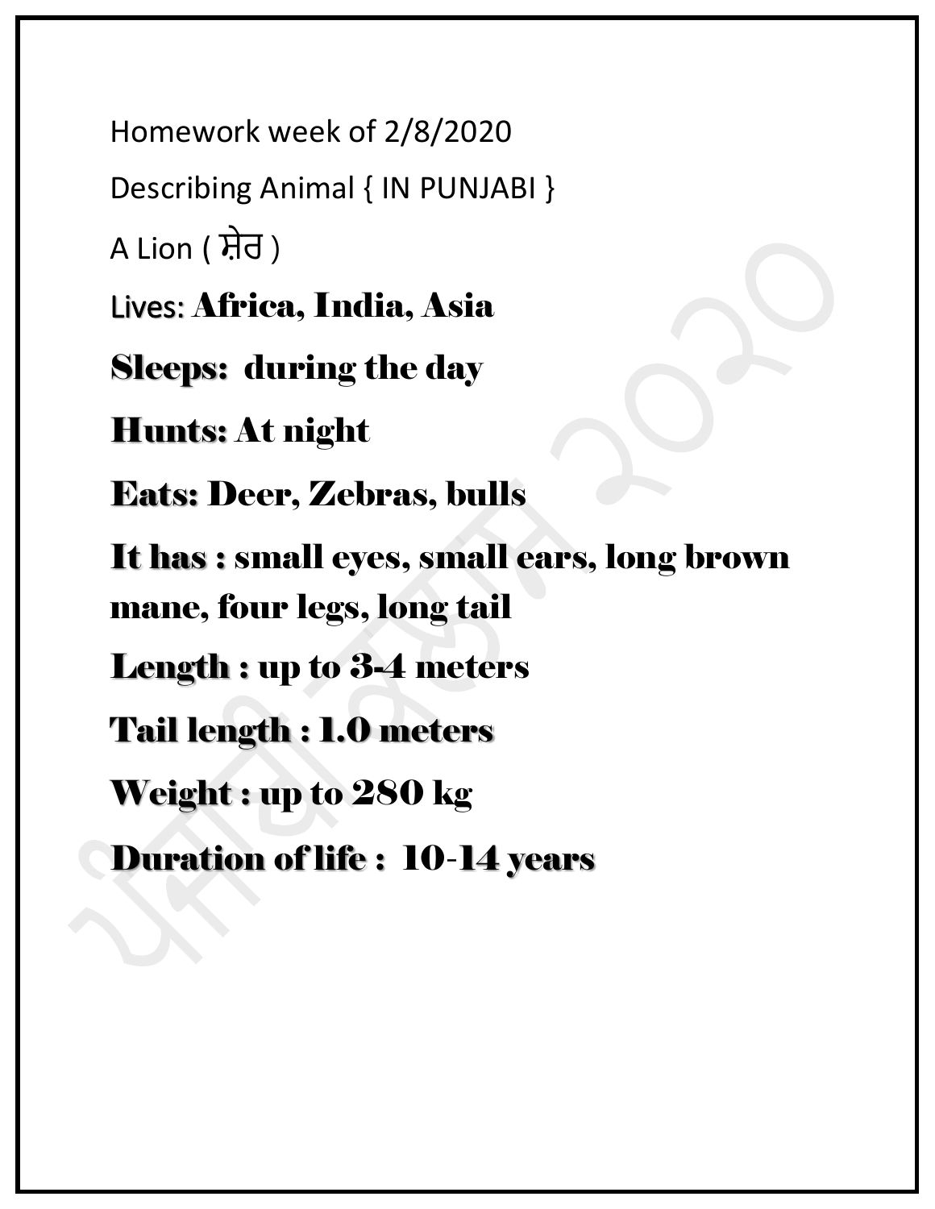Homework week of 2/8/2020

Describing Animal { IN PUNJABI }

A Lion ( ਸ਼ੇਰ )

Lives: **Africa, India, Asia**

**Sleeps: during the day**

**Hunts: At night**

**Eats: Deer, Zebras, bulls**

**It has : small eyes, small ears, long brown mane, four legs, long tail**

**Length : up to 3-4 meters**

**Tail length : 1.0 meters**

**Weight : up to 280 kg**

**Duration of life : 10-14 years**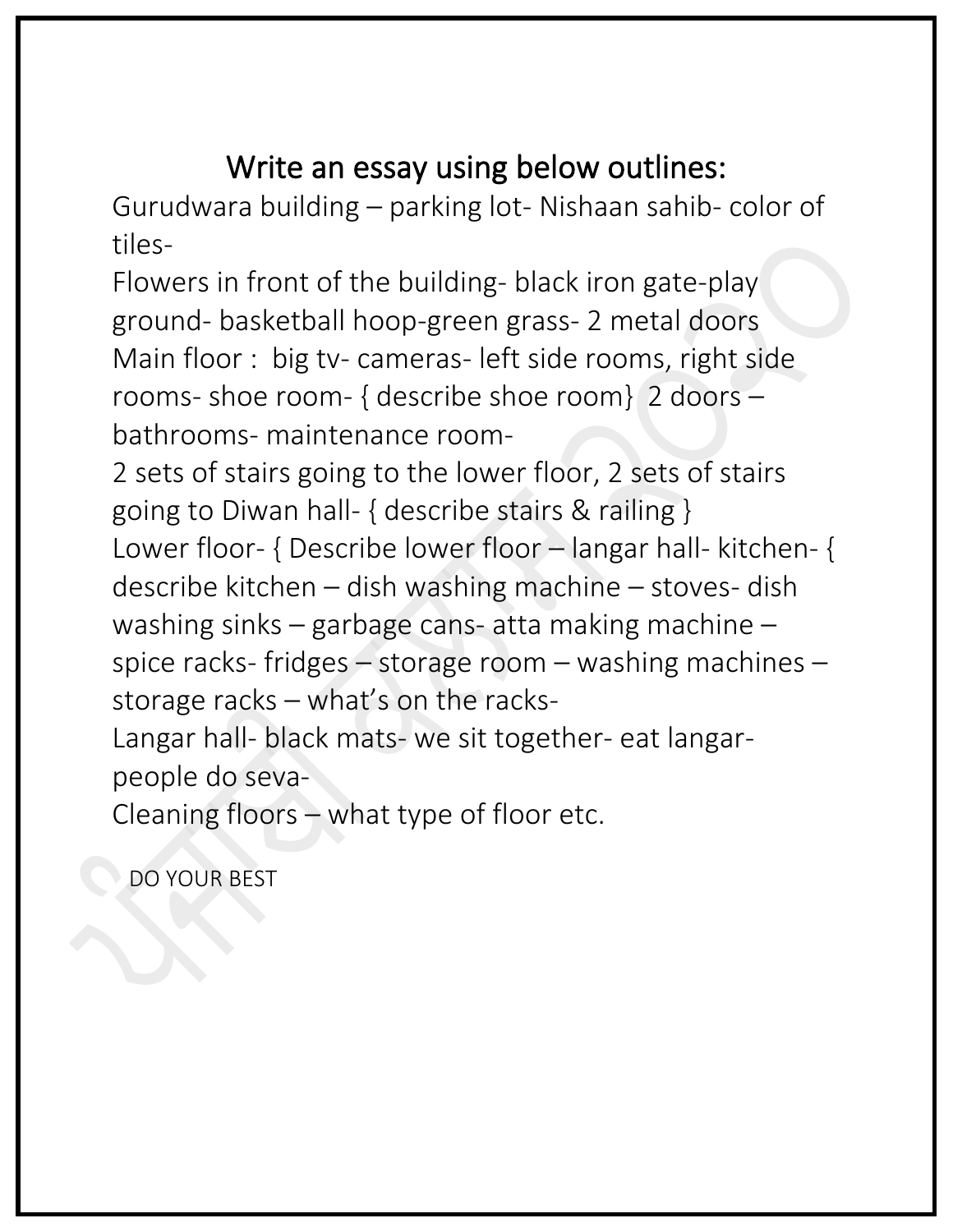## Write an essay using below outlines:

Gurudwara building – parking lot- Nishaan sahib- color of tiles-
Flowers in front of the building- black iron gate-play ground- basketball hoop-green grass- 2 metal doors
Main floor : big tv- cameras- left side rooms, right side rooms- shoe room- { describe shoe room} 2 doors – bathrooms- maintenance room-
2 sets of stairs going to the lower floor, 2 sets of stairs going to Diwan hall- { describe stairs & railing }
Lower floor- { Describe lower floor – langar hall- kitchen- { describe kitchen – dish washing machine – stoves- dish washing sinks – garbage cans- atta making machine – spice racks- fridges – storage room – washing machines – storage racks – what's on the racks-
Langar hall- black mats- we sit together- eat langar- people do seva-
Cleaning floors – what type of floor etc.

DO YOUR BEST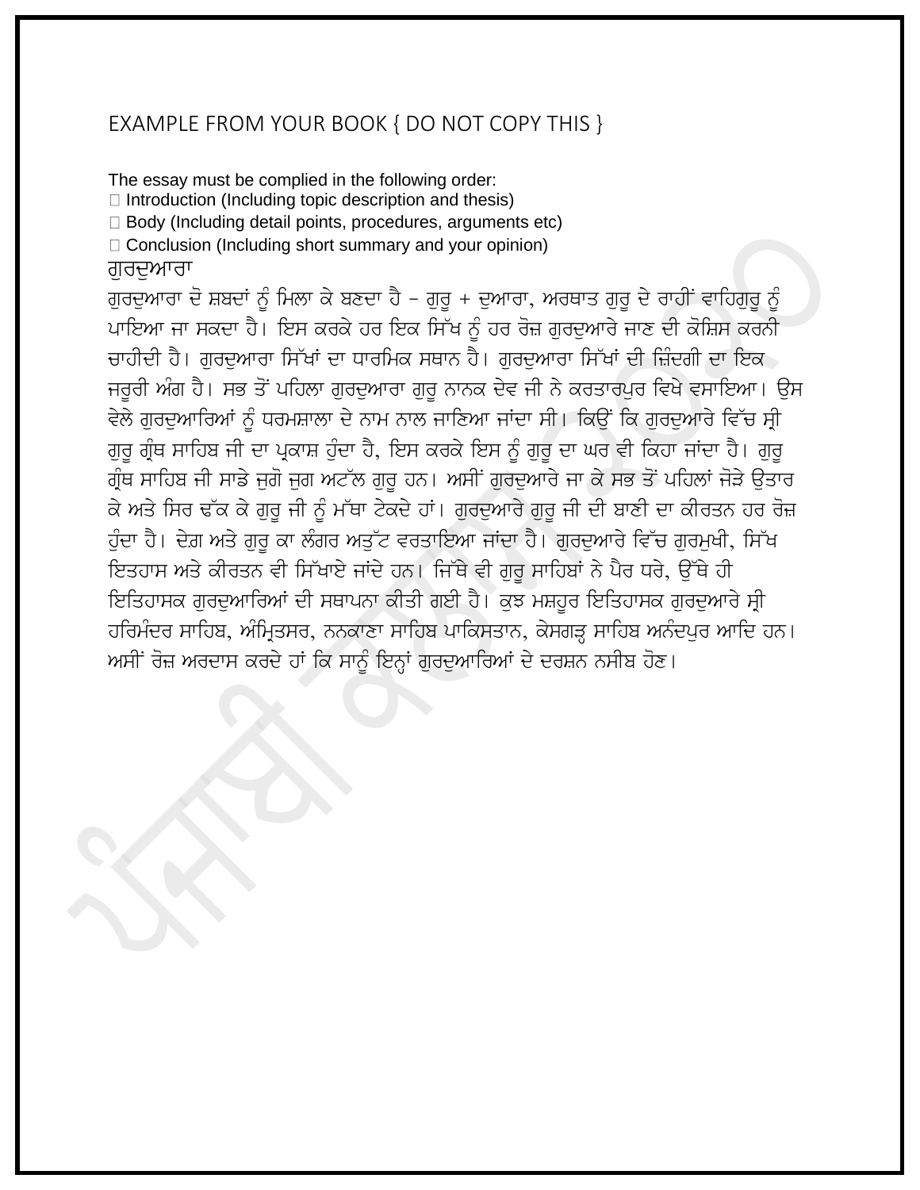EXAMPLE FROM YOUR BOOK { DO NOT COPY THIS }

The essay must be complied in the following order:

- Introduction (Including topic description and thesis)
- Body (Including detail points, procedures, arguments etc)
- Conclusion (Including short summary and your opinion)

ਗੁਰਦੁਆਰਾ

ਗੁਰਦੁਆਰਾ ਦੋ ਸ਼ਬਦਾਂ ਨੂੰ ਮਿਲਾ ਕੇ ਬਣਦਾ ਹੈ – ਗੁਰੂ + ਦੁਆਰਾ, ਅਰਥਾਤ ਗੁਰੂ ਦੇ ਰਾਹੀਂ ਵਾਹਿਗੁਰੂ ਨੂੰ ਪਾਇਆ ਜਾ ਸਕਦਾ ਹੈ। ਇਸ ਕਰਕੇ ਹਰ ਇਕ ਸਿੱਖ ਨੂੰ ਹਰ ਰੋਜ਼ ਗੁਰਦੁਆਰੇ ਜਾਣ ਦੀ ਕੋਸ਼ਿਸ ਕਰਨੀ ਚਾਹੀਦੀ ਹੈ। ਗੁਰਦੁਆਰਾ ਸਿੱਖਾਂ ਦਾ ਧਾਰਮਿਕ ਸਥਾਨ ਹੈ। ਗੁਰਦੁਆਰਾ ਸਿੱਖਾਂ ਦੀ ਜ਼ਿੰਦਗੀ ਦਾ ਇਕ ਜਰੂਰੀ ਅੰਗ ਹੈ। ਸਭ ਤੋਂ ਪਹਿਲਾ ਗੁਰਦੁਆਰਾ ਗੁਰੂ ਨਾਨਕ ਦੇਵ ਜੀ ਨੇ ਕਰਤਾਰਪੁਰ ਵਿਖੇ ਵਸਾਇਆ। ਉਸ ਵੇਲੇ ਗੁਰਦੁਆਰਿਆਂ ਨੂੰ ਧਰਮਸ਼ਾਲਾ ਦੇ ਨਾਮ ਨਾਲ ਜਾਣਿਆ ਜਾਂਦਾ ਸੀ। ਕਿਉਂ ਕਿ ਗੁਰਦੁਆਰੇ ਵਿੱਚ ਸ੍ਰੀ ਗੁਰੂ ਗ੍ਰੰਥ ਸਾਹਿਬ ਜੀ ਦਾ ਪ੍ਰਕਾਸ਼ ਹੁੰਦਾ ਹੈ, ਇਸ ਕਰਕੇ ਇਸ ਨੂੰ ਗੁਰੂ ਦਾ ਘਰ ਵੀ ਕਿਹਾ ਜਾਂਦਾ ਹੈ। ਗੁਰੂ ਗ੍ਰੰਥ ਸਾਹਿਬ ਜੀ ਸਾਡੇ ਜੁਗੋ ਜੁਗ ਅਟੱਲ ਗੁਰੂ ਹਨ। ਅਸੀਂ ਗੁਰਦੁਆਰੇ ਜਾ ਕੇ ਸਭ ਤੋਂ ਪਹਿਲਾਂ ਜੋੜੇ ਉਤਾਰ ਕੇ ਅਤੇ ਸਿਰ ਢੱਕ ਕੇ ਗੁਰੂ ਜੀ ਨੂੰ ਮੱਥਾ ਟੇਕਦੇ ਹਾਂ। ਗੁਰਦੁਆਰੇ ਗੁਰੂ ਜੀ ਦੀ ਬਾਣੀ ਦਾ ਕੀਰਤਨ ਹਰ ਰੋਜ਼ ਹੁੰਦਾ ਹੈ। ਦੇਗ ਅਤੇ ਗੁਰੂ ਕਾ ਲੰਗਰ ਅਤੁੱਟ ਵਰਤਾਇਆ ਜਾਂਦਾ ਹੈ। ਗੁਰਦੁਆਰੇ ਵਿੱਚ ਗੁਰਮੁਖੀ, ਸਿੱਖ ਇਤਿਹਾਸ ਅਤੇ ਕੀਰਤਨ ਵੀ ਸਿੱਖਾਏ ਜਾਂਦੇ ਹਨ। ਜਿੱਥੇ ਵੀ ਗੁਰੂ ਸਾਹਿਬਾਂ ਨੇ ਪੈਰ ਧਰੇ, ਉੱਥੇ ਹੀ ਇਤਿਹਾਸਕ ਗੁਰਦੁਆਰਿਆਂ ਦੀ ਸਥਾਪਨਾ ਕੀਤੀ ਗਈ ਹੈ। ਕੁਝ ਮਸ਼ਹੂਰ ਇਤਿਹਾਸਕ ਗੁਰਦੁਆਰੇ ਸ੍ਰੀ ਹਰਿਮੰਦਰ ਸਾਹਿਬ, ਅੰਮ੍ਰਿਤਸਰ, ਨਨਕਾਣਾ ਸਾਹਿਬ ਪਾਕਿਸਤਾਨ, ਕੇਸਗੜ੍ਹ ਸਾਹਿਬ ਅਨੰਦਪੁਰ ਆਦਿ ਹਨ। ਅਸੀਂ ਰੋਜ਼ ਅਰਦਾਸ ਕਰਦੇ ਹਾਂ ਕਿ ਸਾਨੂੰ ਇਨ੍ਹਾਂ ਗੁਰਦੁਆਰਿਆਂ ਦੇ ਦਰਸ਼ਨ ਨਸੀਬ ਹੋਣ।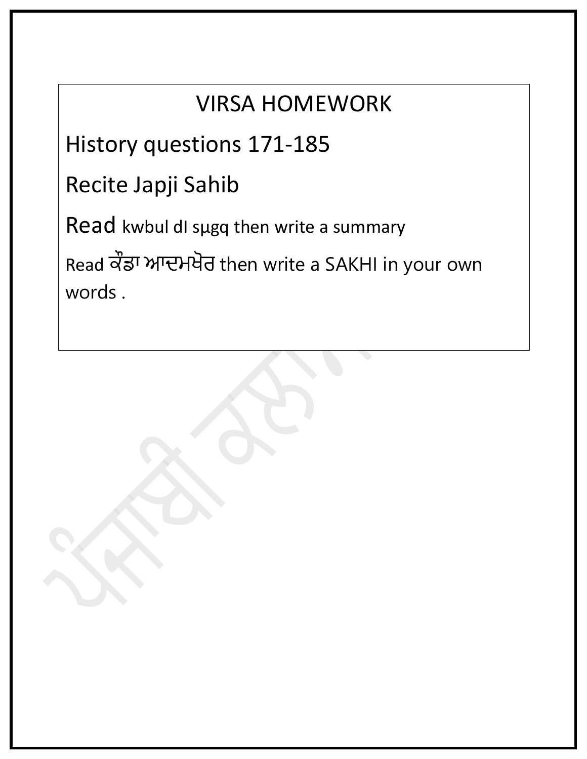# VIRSA HOMEWORK

History questions 171-185

Recite Japji Sahib

Read kwbul dI sµgq then write a summary

Read ਕੌਂਡਾ ਆਦਮਖੋਰ then write a SAKHI in your own words .